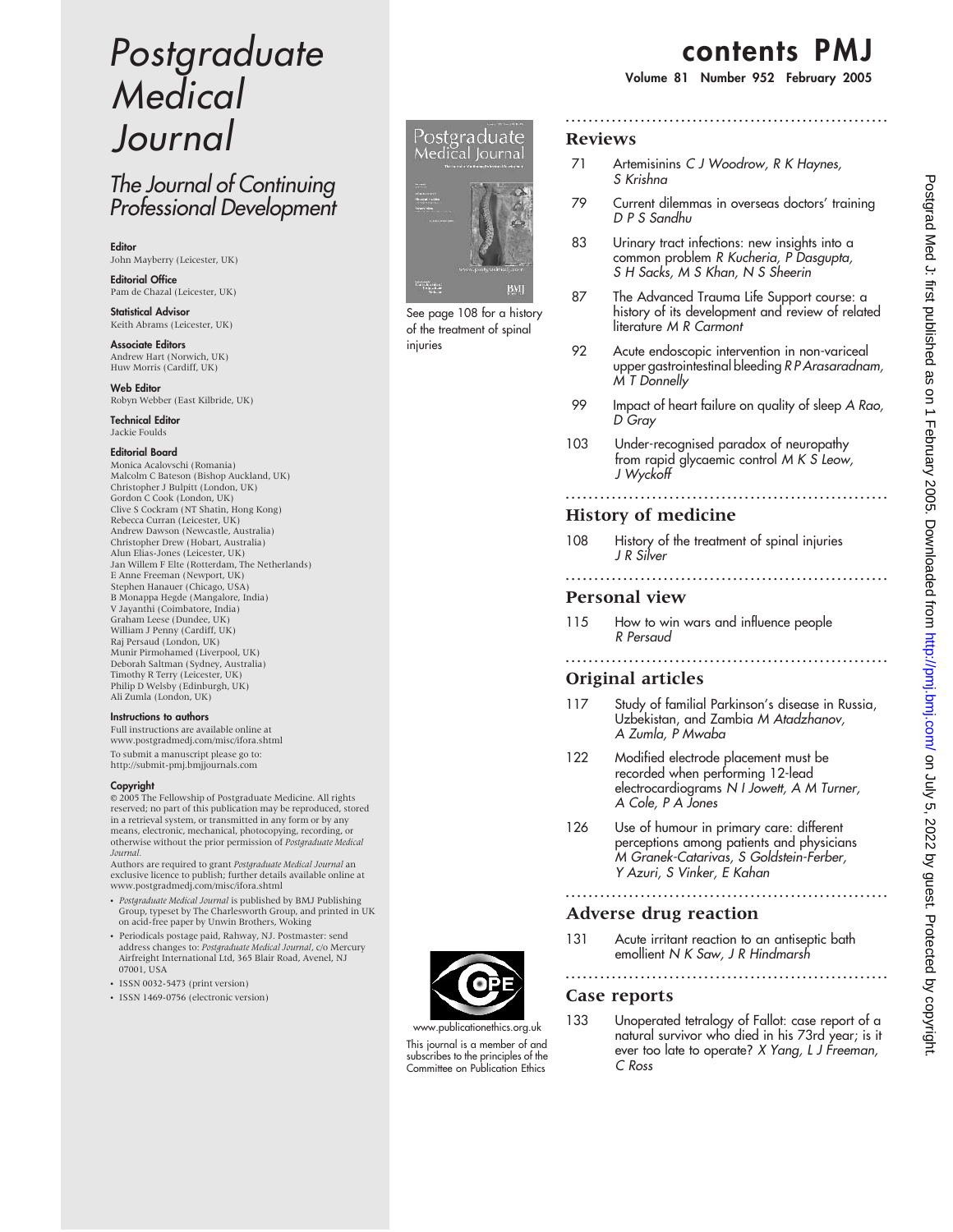# Postgraduate Medical Journal

## The Journal of Continuing Professional Development

**Editor**
John Mayberry (Leicester, UK)

**Editorial Office**
Pam de Chazal (Leicester, UK)

**Statistical Advisor**
Keith Abrams (Leicester, UK)

**Associate Editors**
Andrew Hart (Norwich, UK)
Huw Morris (Cardiff, UK)

**Web Editor**
Robyn Webber (East Kilbride, UK)

**Technical Editor**
Jackie Foulds

**Editorial Board**
Monica Acalovschi (Romania)
Malcolm C Bateson (Bishop Auckland, UK)
Christopher J Bulpitt (London, UK)
Gordon C Cook (London, UK)
Clive S Cockram (NT Shatin, Hong Kong)
Rebecca Curran (Leicester, UK)
Andrew Dawson (Newcastle, Australia)
Christopher Drew (Hobart, Australia)
Alun Elias-Jones (Leicester, UK)
Jan Willem F Elte (Rotterdam, The Netherlands)
E Anne Freeman (Newport, UK)
Stephen Hanauer (Chicago, USA)
B Monappa Hegde (Mangalore, India)
V Jayanthi (Coimbatore, India)
Graham Leese (Dundee, UK)
William J Penny (Cardiff, UK)
Raj Persaud (London, UK)
Munir Pirmohamed (Liverpool, UK)
Deborah Saltman (Sydney, Australia)
Timothy R Terry (Leicester, UK)
Philip D Welsby (Edinburgh, UK)
Ali Zumla (London, UK)

**Instructions to authors**
Full instructions are available online at www.postgradmedj.com/misc/ifora.shtml
To submit a manuscript please go to: http://submit-pmj.bmjjournals.com

**Copyright**
© 2005 The Fellowship of Postgraduate Medicine. All rights reserved; no part of this publication may be reproduced, stored in a retrieval system, or transmitted in any form or by any means, electronic, mechanical, photocopying, recording, or otherwise without the prior permission of *Postgraduate Medical Journal*.
Authors are required to grant *Postgraduate Medical Journal* an exclusive licence to publish; further details available online at www.postgradmedj.com/misc/ifora.shtml

- *Postgraduate Medical Journal* is published by BMJ Publishing Group, typeset by The Charlesworth Group, and printed in UK on acid-free paper by Unwin Brothers, Woking
- Periodicals postage paid, Rahway, NJ. Postmaster: send address changes to: *Postgraduate Medical Journal*, c/o Mercury Airfreight International Ltd, 365 Blair Road, Avenel, NJ 07001, USA
- ISSN 0032-5473 (print version)
- ISSN 1469-0756 (electronic version)

See page 108 for a history of the treatment of spinal injuries

www.publicationethics.org.uk
This journal is a member of and subscribes to the principles of the Committee on Publication Ethics

# contents PMJ

## Reviews

71 Artemisinins *C J Woodrow, R K Haynes, S Krishna*

79 Current dilemmas in overseas doctors' training *D P S Sandhu*

83 Urinary tract infections: new insights into a common problem *R Kucheria, P Dasgupta, S H Sacks, M S Khan, N S Sheerin*

87 The Advanced Trauma Life Support course: a history of its development and review of related literature *M R Carmont*

92 Acute endoscopic intervention in non-variceal upper gastrointestinal bleeding *R P Arasaradnam, M T Donnelly*

99 Impact of heart failure on quality of sleep *A Rao, D Gray*

103 Under-recognised paradox of neuropathy from rapid glycaemic control *M K S Leow, J Wyckoff*

## History of medicine

108 History of the treatment of spinal injuries *J R Silver*

## Personal view

115 How to win wars and influence people *R Persaud*

## Original articles

117 Study of familial Parkinson's disease in Russia, Uzbekistan, and Zambia *M Atadzhanov, A Zumla, P Mwaba*

122 Modified electrode placement must be recorded when performing 12-lead electrocardiograms *N I Jowett, A M Turner, A Cole, P A Jones*

126 Use of humour in primary care: different perceptions among patients and physicians *M Granek-Catarivas, S Goldstein-Ferber, Y Azuri, S Vinker, E Kahan*

## Adverse drug reaction

131 Acute irritant reaction to an antiseptic bath emollient *N K Saw, J R Hindmarsh*

## Case reports

133 Unoperated tetralogy of Fallot: case report of a natural survivor who died in his 73rd year; is it ever too late to operate? *X Yang, L J Freeman, C Ross*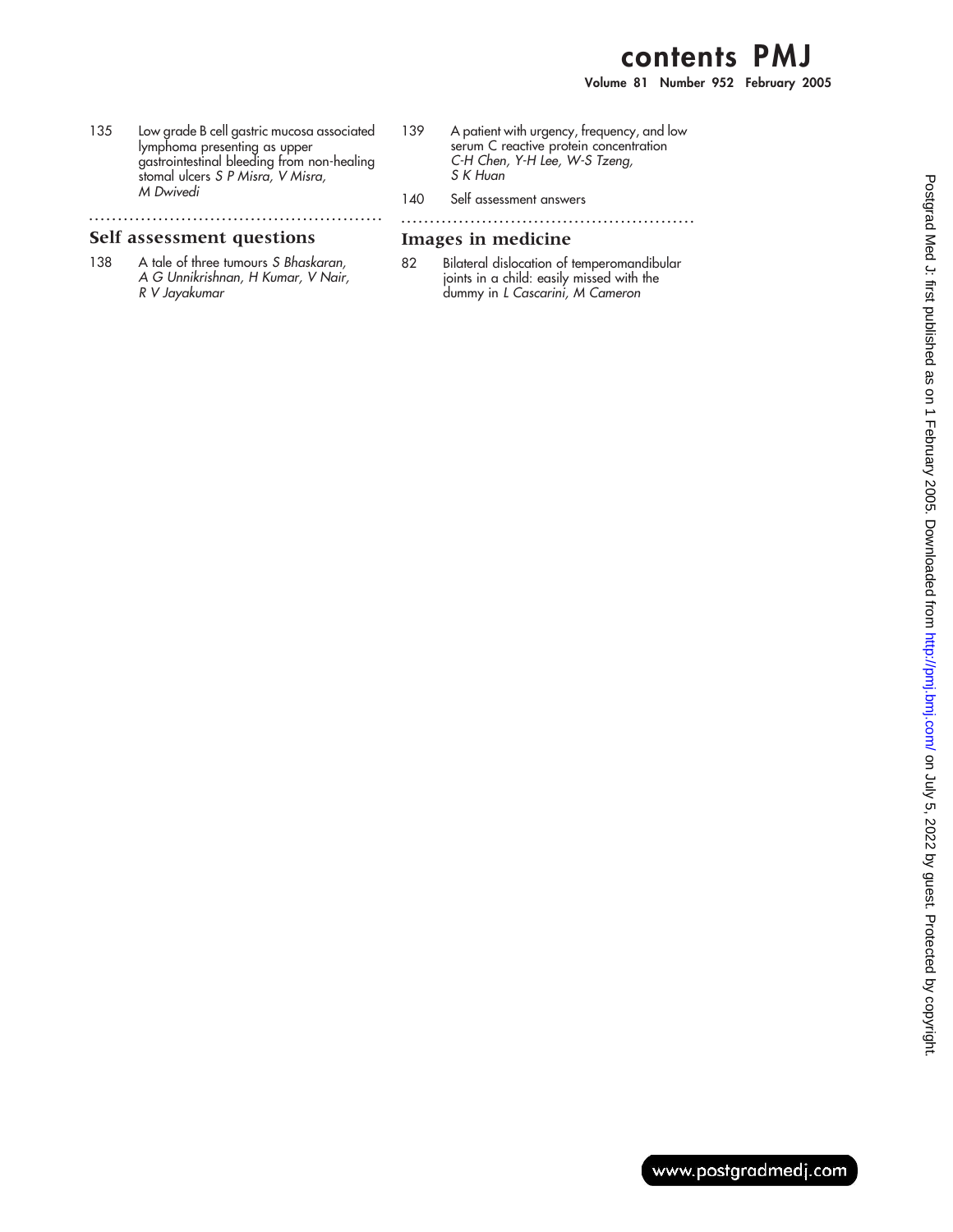135 Low grade B cell gastric mucosa associated lymphoma presenting as upper gastrointestinal bleeding from non-healing stomal ulcers *S P Misra, V Misra, M Dwivedi*

## Self assessment questions

138 A tale of three tumours *S Bhaskaran, A G Unnikrishnan, H Kumar, V Nair, R V Jayakumar*

139 A patient with urgency, frequency, and low serum C reactive protein concentration *C-H Chen, Y-H Lee, W-S Tzeng, S K Huan*

140 Self assessment answers

## Images in medicine

82 Bilateral dislocation of temperomandibular joints in a child: easily missed with the dummy in *L Cascarini, M Cameron*